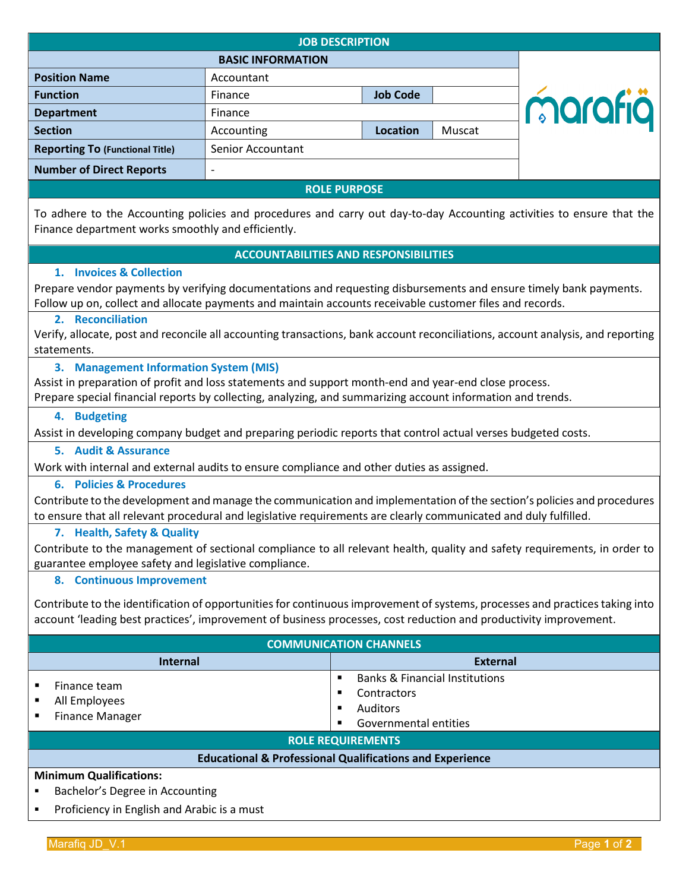# JOB DESCRIPTION

## BASIC INFORMATION

| Field | Value | Field | Value |
|---|---|---|---|
| **Position Name** | Accountant | | |
| **Function** | Finance | **Job Code** | |
| **Department** | Finance | | |
| **Section** | Accounting | **Location** | Muscat |
| **Reporting To** (Functional Title) | Senior Accountant | | |
| **Number of Direct Reports** | - | | |

## ROLE PURPOSE

To adhere to the Accounting policies and procedures and carry out day-to-day Accounting activities to ensure that the Finance department works smoothly and efficiently.

## ACCOUNTABILITIES AND RESPONSIBILITIES

### 1. Invoices & Collection

Prepare vendor payments by verifying documentations and requesting disbursements and ensure timely bank payments. Follow up on, collect and allocate payments and maintain accounts receivable customer files and records.

### 2. Reconciliation

Verify, allocate, post and reconcile all accounting transactions, bank account reconciliations, account analysis, and reporting statements.

### 3. Management Information System (MIS)

Assist in preparation of profit and loss statements and support month-end and year-end close process.
Prepare special financial reports by collecting, analyzing, and summarizing account information and trends.

### 4. Budgeting

Assist in developing company budget and preparing periodic reports that control actual verses budgeted costs.

### 5. Audit & Assurance

Work with internal and external audits to ensure compliance and other duties as assigned.

### 6. Policies & Procedures

Contribute to the development and manage the communication and implementation of the section's policies and procedures to ensure that all relevant procedural and legislative requirements are clearly communicated and duly fulfilled.

### 7. Health, Safety & Quality

Contribute to the management of sectional compliance to all relevant health, quality and safety requirements, in order to guarantee employee safety and legislative compliance.

### 8. Continuous Improvement

Contribute to the identification of opportunities for continuous improvement of systems, processes and practices taking into account 'leading best practices', improvement of business processes, cost reduction and productivity improvement.

## COMMUNICATION CHANNELS

| Internal | External |
|---|---|
| ▪ Finance team<br>▪ All Employees<br>▪ Finance Manager | ▪ Banks & Financial Institutions<br>▪ Contractors<br>▪ Auditors<br>▪ Governmental entities |

## ROLE REQUIREMENTS

### Educational & Professional Qualifications and Experience

**Minimum Qualifications:**

- Bachelor's Degree in Accounting
- Proficiency in English and Arabic is a must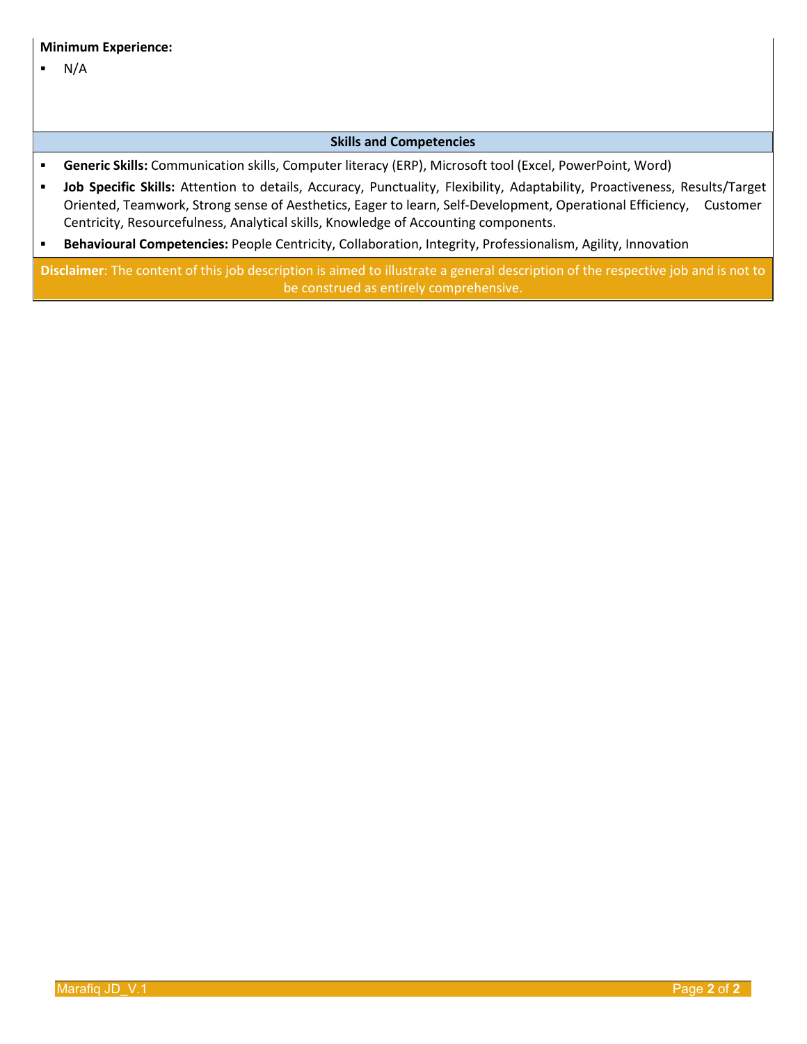**Minimum Experience:**

- N/A

## Skills and Competencies

- **Generic Skills:** Communication skills, Computer literacy (ERP), Microsoft tool (Excel, PowerPoint, Word)
- **Job Specific Skills:** Attention to details, Accuracy, Punctuality, Flexibility, Adaptability, Proactiveness, Results/Target Oriented, Teamwork, Strong sense of Aesthetics, Eager to learn, Self-Development, Operational Efficiency, Customer Centricity, Resourcefulness, Analytical skills, Knowledge of Accounting components.
- **Behavioural Competencies:** People Centricity, Collaboration, Integrity, Professionalism, Agility, Innovation

**Disclaimer**: The content of this job description is aimed to illustrate a general description of the respective job and is not to be construed as entirely comprehensive.